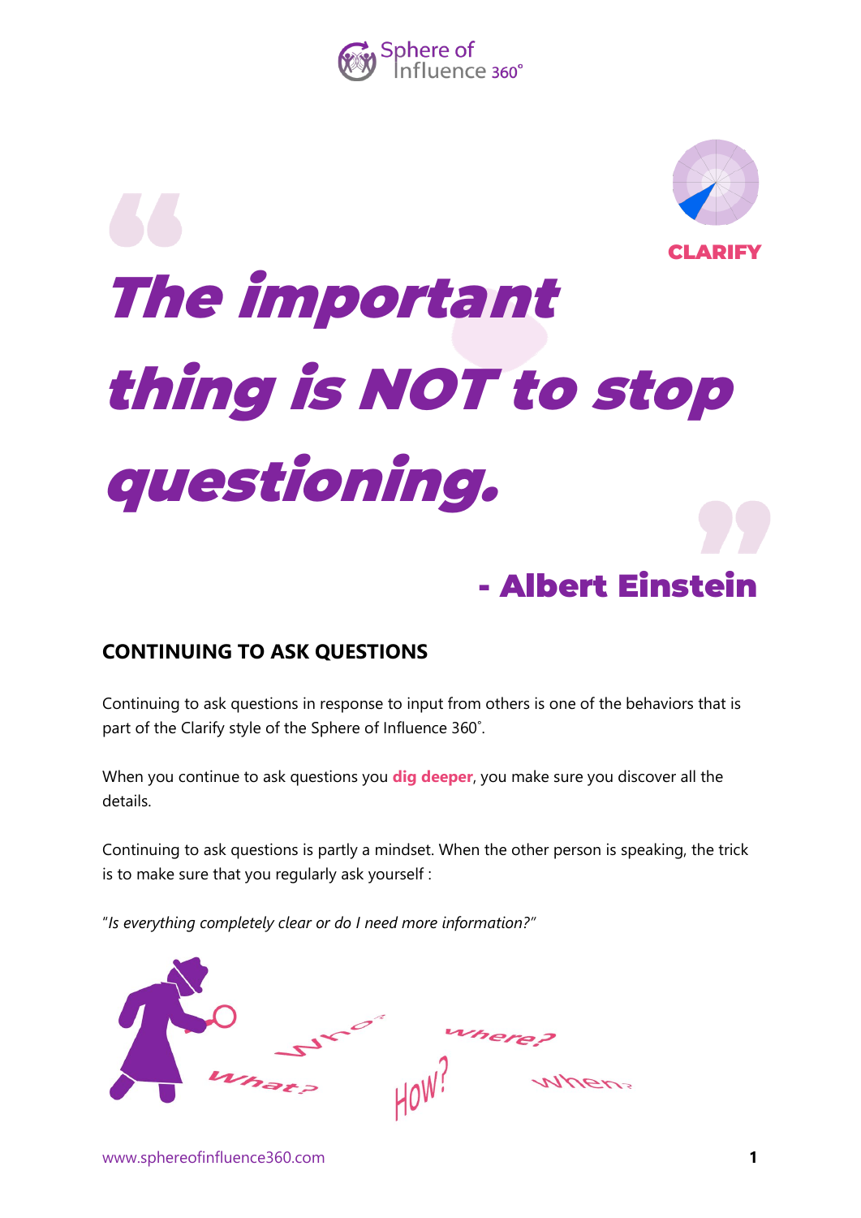CLARIFY

> ***The important thing is NOT to stop questioning.***
>
> **- Albert Einstein**

## CONTINUING TO ASK QUESTIONS

Continuing to ask questions in response to input from others is one of the behaviors that is part of the Clarify style of the Sphere of Influence 360˚.

When you continue to ask questions you **dig deeper**, you make sure you discover all the details.

Continuing to ask questions is partly a mindset. When the other person is speaking, the trick is to make sure that you regularly ask yourself :

"*Is everything completely clear or do I need more information?"*

www.sphereofinfluence360.com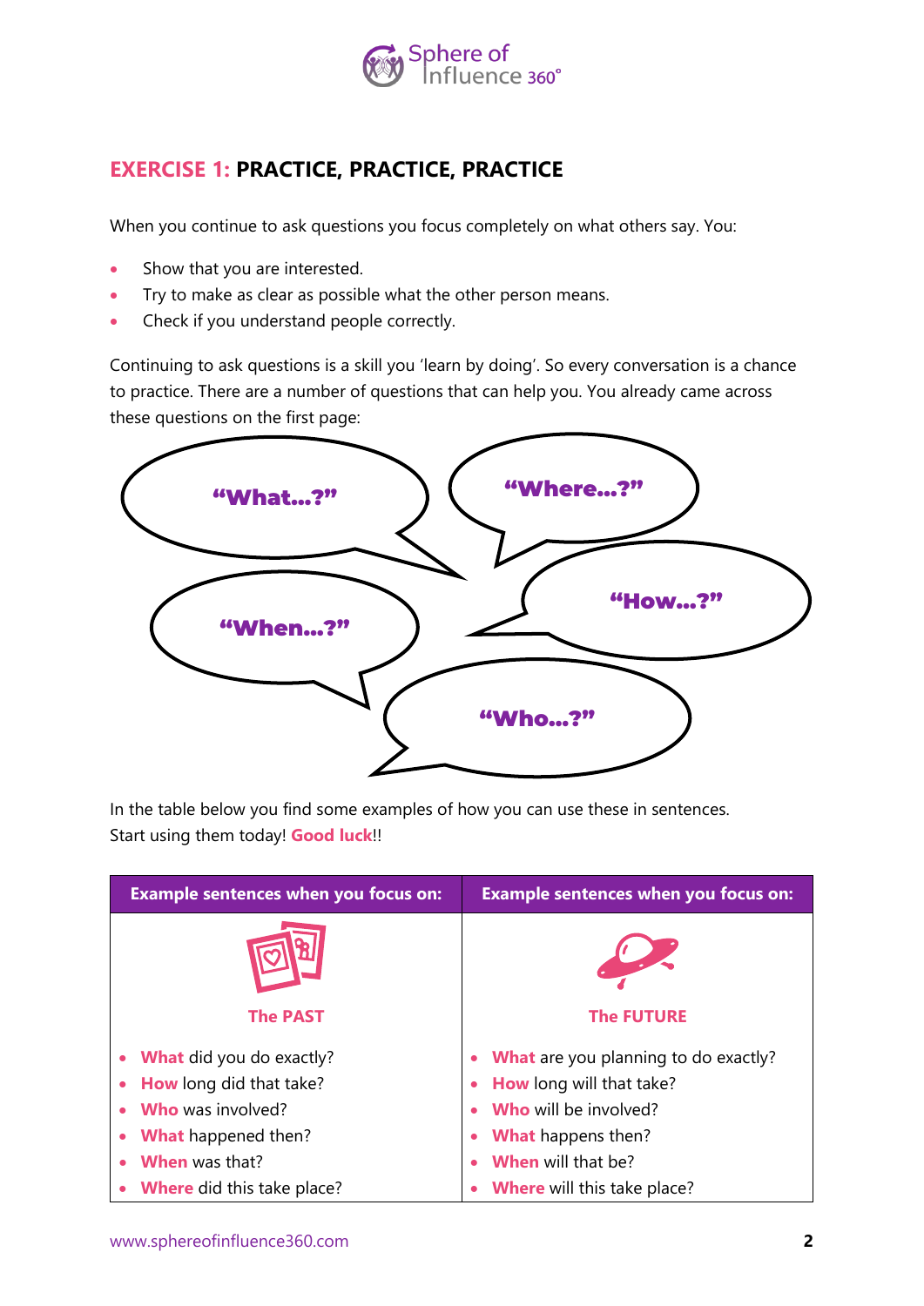## EXERCISE 1: PRACTICE, PRACTICE, PRACTICE

When you continue to ask questions you focus completely on what others say. You:

- Show that you are interested.
- Try to make as clear as possible what the other person means.
- Check if you understand people correctly.

Continuing to ask questions is a skill you 'learn by doing'. So every conversation is a chance to practice. There are a number of questions that can help you. You already came across these questions on the first page:

"What…?"

"Where…?"

"How…?"

"When…?"

"Who…?"

In the table below you find some examples of how you can use these in sentences. Start using them today! **Good luck**!!

| Example sentences when you focus on: | Example sentences when you focus on: |
|---|---|
| **The PAST** | **The FUTURE** |
| • **What** did you do exactly?<br>• **How** long did that take?<br>• **Who** was involved?<br>• **What** happened then?<br>• **When** was that?<br>• **Where** did this take place? | • **What** are you planning to do exactly?<br>• **How** long will that take?<br>• **Who** will be involved?<br>• **What** happens then?<br>• **When** will that be?<br>• **Where** will this take place? |

www.sphereofinfluence360.com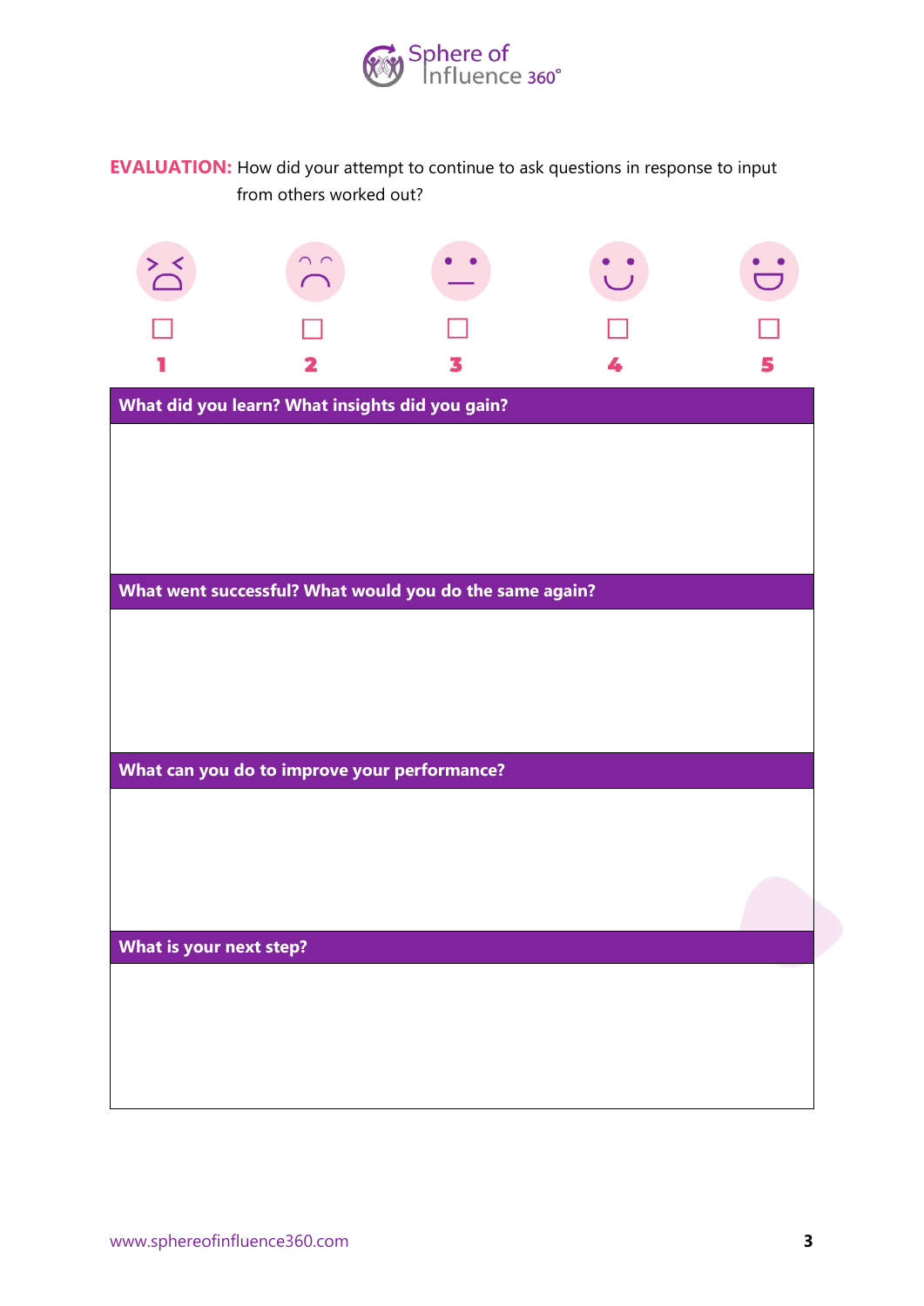Sphere of Influence 360°

**EVALUATION:** How did your attempt to continue to ask questions in response to input from others worked out?

| ☐ 1 | ☐ 2 | ☐ 3 | ☐ 4 | ☐ 5 |
|---|---|---|---|---|

| What did you learn? What insights did you gain? |
|---|
| |

| What went successful? What would you do the same again? |
|---|
| |

| What can you do to improve your performance? |
|---|
| |

| What is your next step? |
|---|
| |

www.sphereofinfluence360.com